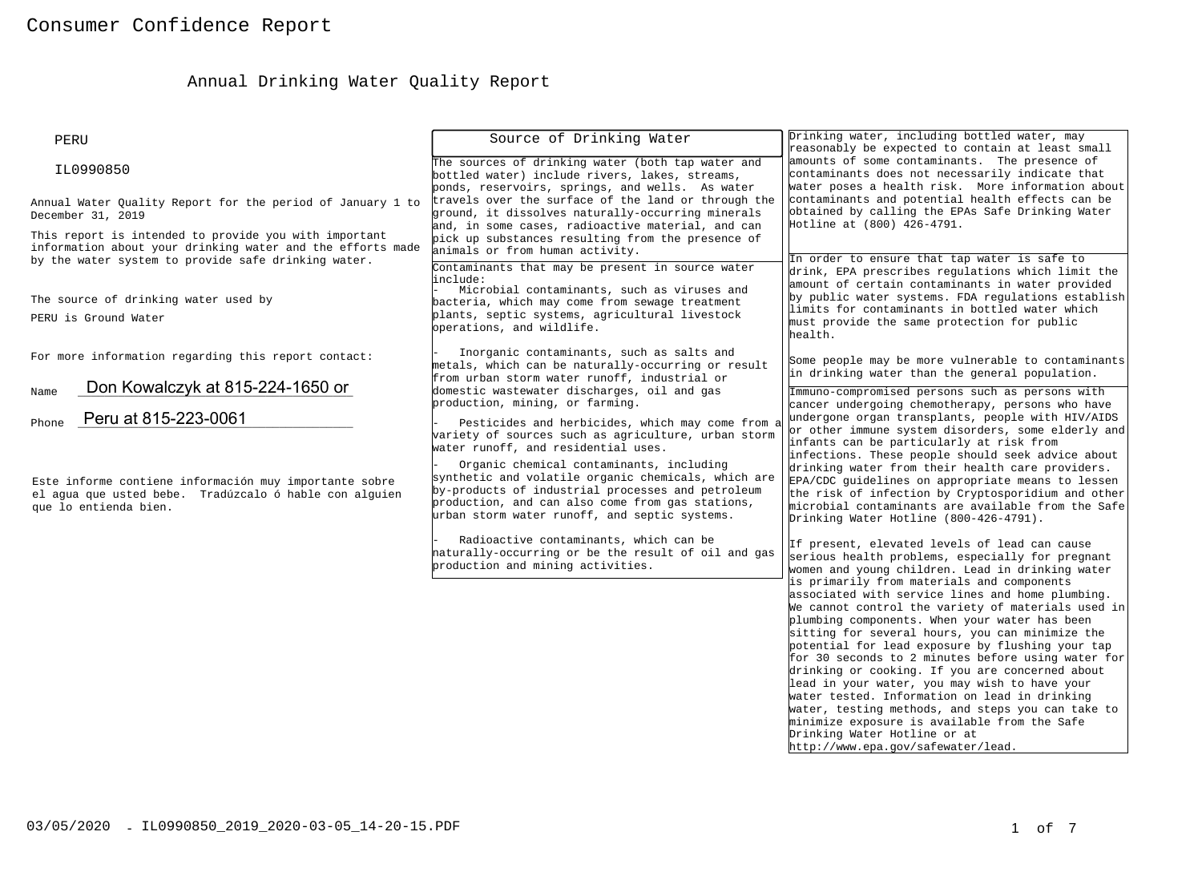# Consumer Confidence Report

## Annual Drinking Water Quality Report

PERU

IL0990850

Annual Water Quality Report for the period of January 1 to December 31, 2019

This report is intended to provide you with important information about your drinking water and the efforts made by the water system to provide safe drinking water.

The source of drinking water used by PERU is Ground Water

For more information regarding this report contact:

Name Don Kowalczyk at 815-224-1650 or

Phone Peru at 815-223-0061

Este informe contiene información muy importante sobre el agua que usted bebe. Tradúzcalo ó hable con alguien que lo entienda bien.

### Source of Drinking Water

The sources of drinking water (both tap water and bottled water) include rivers, lakes, streams, ponds, reservoirs, springs, and wells. As water travels over the surface of the land or through the ground, it dissolves naturally-occurring minerals and, in some cases, radioactive material, and can pick up substances resulting from the presence of animals or from human activity.

Contaminants that may be present in source water include:

- Microbial contaminants, such as viruses and bacteria, which may come from sewage treatment plants, septic systems, agricultural livestock operations, and wildlife.
- Inorganic contaminants, such as salts and metals, which can be naturally-occurring or result from urban storm water runoff, industrial or domestic wastewater discharges, oil and gas production, mining, or farming.
- Pesticides and herbicides, which may come from a variety of sources such as agriculture, urban storm water runoff, and residential uses.
- Organic chemical contaminants, including synthetic and volatile organic chemicals, which are by-products of industrial processes and petroleum production, and can also come from gas stations, urban storm water runoff, and septic systems.
- Radioactive contaminants, which can be naturally-occurring or be the result of oil and gas production and mining activities.

Drinking water, including bottled water, may reasonably be expected to contain at least small amounts of some contaminants. The presence of contaminants does not necessarily indicate that water poses a health risk. More information about contaminants and potential health effects can be obtained by calling the EPAs Safe Drinking Water Hotline at (800) 426-4791.

In order to ensure that tap water is safe to drink, EPA prescribes regulations which limit the amount of certain contaminants in water provided by public water systems. FDA regulations establish limits for contaminants in bottled water which must provide the same protection for public health.

Some people may be more vulnerable to contaminants in drinking water than the general population.

Immuno-compromised persons such as persons with cancer undergoing chemotherapy, persons who have undergone organ transplants, people with HIV/AIDS or other immune system disorders, some elderly and infants can be particularly at risk from infections. These people should seek advice about drinking water from their health care providers. EPA/CDC guidelines on appropriate means to lessen the risk of infection by Cryptosporidium and other microbial contaminants are available from the Safe Drinking Water Hotline (800-426-4791).

If present, elevated levels of lead can cause serious health problems, especially for pregnant women and young children. Lead in drinking water is primarily from materials and components associated with service lines and home plumbing. We cannot control the variety of materials used in plumbing components. When your water has been sitting for several hours, you can minimize the potential for lead exposure by flushing your tap for 30 seconds to 2 minutes before using water for drinking or cooking. If you are concerned about lead in your water, you may wish to have your water tested. Information on lead in drinking water, testing methods, and steps you can take to minimize exposure is available from the Safe Drinking Water Hotline or at http://www.epa.gov/safewater/lead.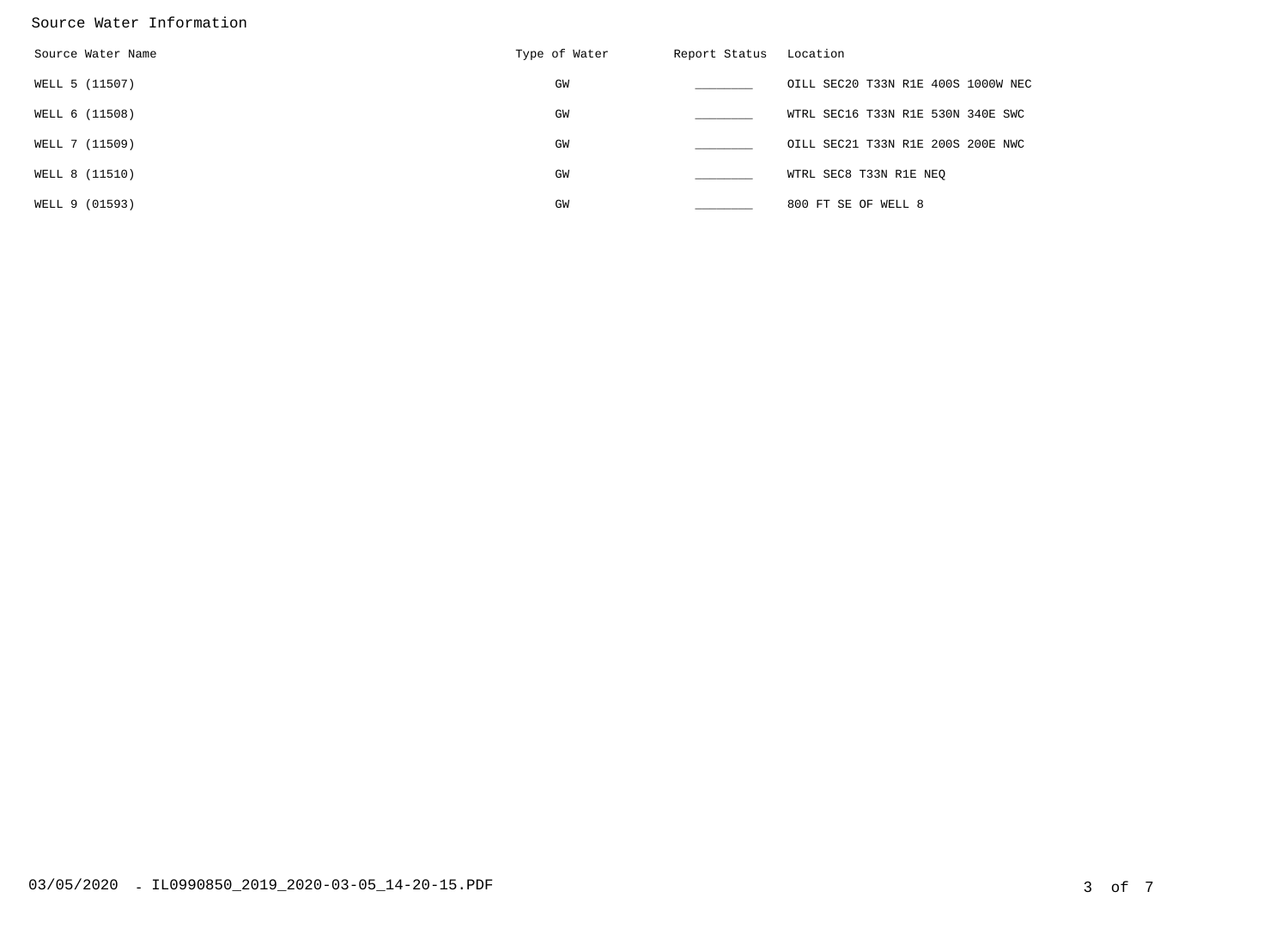Source Water Information

| Source Water Name | Type of Water | Report Status | Location |
|---|---|---|---|
| WELL 5 (11507) | GW | ________ | OILL SEC20 T33N R1E 400S 1000W NEC |
| WELL 6 (11508) | GW | ________ | WTRL SEC16 T33N R1E 530N 340E SWC |
| WELL 7 (11509) | GW | ________ | OILL SEC21 T33N R1E 200S 200E NWC |
| WELL 8 (11510) | GW | ________ | WTRL SEC8 T33N R1E NEQ |
| WELL 9 (01593) | GW | ________ | 800 FT SE OF WELL 8 |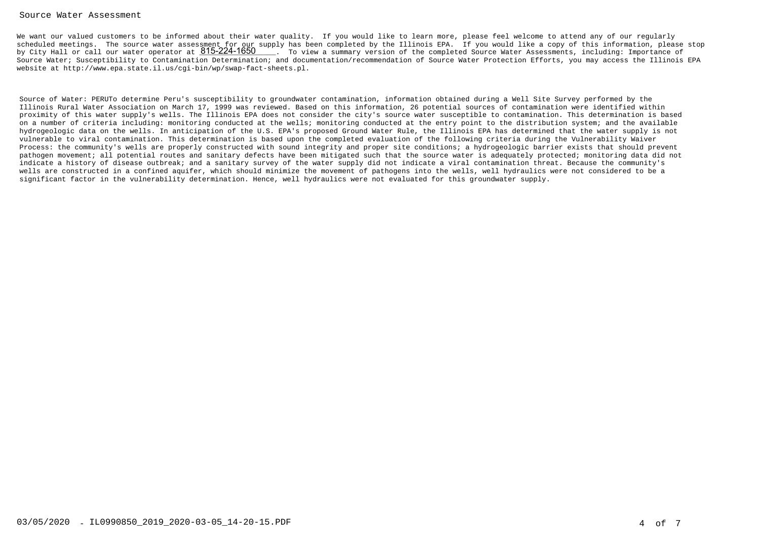## Source Water Assessment

We want our valued customers to be informed about their water quality. If you would like to learn more, please feel welcome to attend any of our regularly scheduled meetings. The source water assessment for our supply has been completed by the Illinois EPA. If you would like a copy of this information, please stop by City Hall or call our water operator at 815-224-1650. To view a summary version of the completed Source Water Assessments, including: Importance of Source Water; Susceptibility to Contamination Determination; and documentation/recommendation of Source Water Protection Efforts, you may access the Illinois EPA website at http://www.epa.state.il.us/cgi-bin/wp/swap-fact-sheets.pl.

Source of Water: PERUTo determine Peru's susceptibility to groundwater contamination, information obtained during a Well Site Survey performed by the Illinois Rural Water Association on March 17, 1999 was reviewed. Based on this information, 26 potential sources of contamination were identified within proximity of this water supply's wells. The Illinois EPA does not consider the city's source water susceptible to contamination. This determination is based on a number of criteria including: monitoring conducted at the wells; monitoring conducted at the entry point to the distribution system; and the available hydrogeologic data on the wells. In anticipation of the U.S. EPA's proposed Ground Water Rule, the Illinois EPA has determined that the water supply is not vulnerable to viral contamination. This determination is based upon the completed evaluation of the following criteria during the Vulnerability Waiver Process: the community's wells are properly constructed with sound integrity and proper site conditions; a hydrogeologic barrier exists that should prevent pathogen movement; all potential routes and sanitary defects have been mitigated such that the source water is adequately protected; monitoring data did not indicate a history of disease outbreak; and a sanitary survey of the water supply did not indicate a viral contamination threat. Because the community's wells are constructed in a confined aquifer, which should minimize the movement of pathogens into the wells, well hydraulics were not considered to be a significant factor in the vulnerability determination. Hence, well hydraulics were not evaluated for this groundwater supply.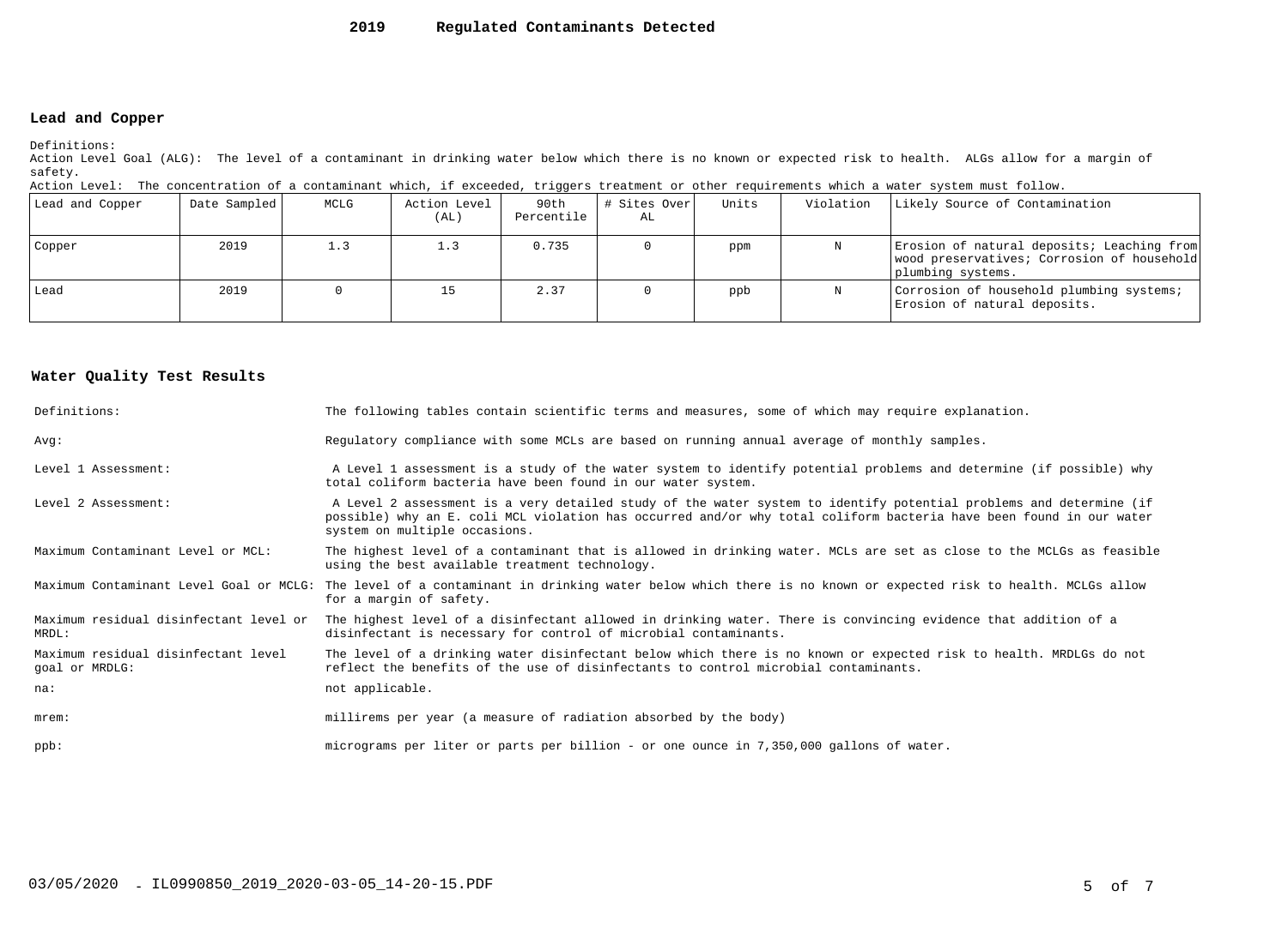# 2019 Regulated Contaminants Detected

## Lead and Copper

Definitions:
Action Level Goal (ALG): The level of a contaminant in drinking water below which there is no known or expected risk to health. ALGs allow for a margin of safety.
Action Level: The concentration of a contaminant which, if exceeded, triggers treatment or other requirements which a water system must follow.

| Lead and Copper | Date Sampled | MCLG | Action Level (AL) | 90th Percentile | # Sites Over AL | Units | Violation | Likely Source of Contamination |
|---|---|---|---|---|---|---|---|---|
| Copper | 2019 | 1.3 | 1.3 | 0.735 | 0 | ppm | N | Erosion of natural deposits; Leaching from wood preservatives; Corrosion of household plumbing systems. |
| Lead | 2019 | 0 | 15 | 2.37 | 0 | ppb | N | Corrosion of household plumbing systems; Erosion of natural deposits. |

## Water Quality Test Results

| | |
|---|---|
| Definitions: | The following tables contain scientific terms and measures, some of which may require explanation. |
| Avg: | Regulatory compliance with some MCLs are based on running annual average of monthly samples. |
| Level 1 Assessment: | A Level 1 assessment is a study of the water system to identify potential problems and determine (if possible) why total coliform bacteria have been found in our water system. |
| Level 2 Assessment: | A Level 2 assessment is a very detailed study of the water system to identify potential problems and determine (if possible) why an E. coli MCL violation has occurred and/or why total coliform bacteria have been found in our water system on multiple occasions. |
| Maximum Contaminant Level or MCL: | The highest level of a contaminant that is allowed in drinking water. MCLs are set as close to the MCLGs as feasible using the best available treatment technology. |
| Maximum Contaminant Level Goal or MCLG: | The level of a contaminant in drinking water below which there is no known or expected risk to health. MCLGs allow for a margin of safety. |
| Maximum residual disinfectant level or MRDL: | The highest level of a disinfectant allowed in drinking water. There is convincing evidence that addition of a disinfectant is necessary for control of microbial contaminants. |
| Maximum residual disinfectant level goal or MRDLG: | The level of a drinking water disinfectant below which there is no known or expected risk to health. MRDLGs do not reflect the benefits of the use of disinfectants to control microbial contaminants. |
| na: | not applicable. |
| mrem: | millirems per year (a measure of radiation absorbed by the body) |
| ppb: | micrograms per liter or parts per billion - or one ounce in 7,350,000 gallons of water. |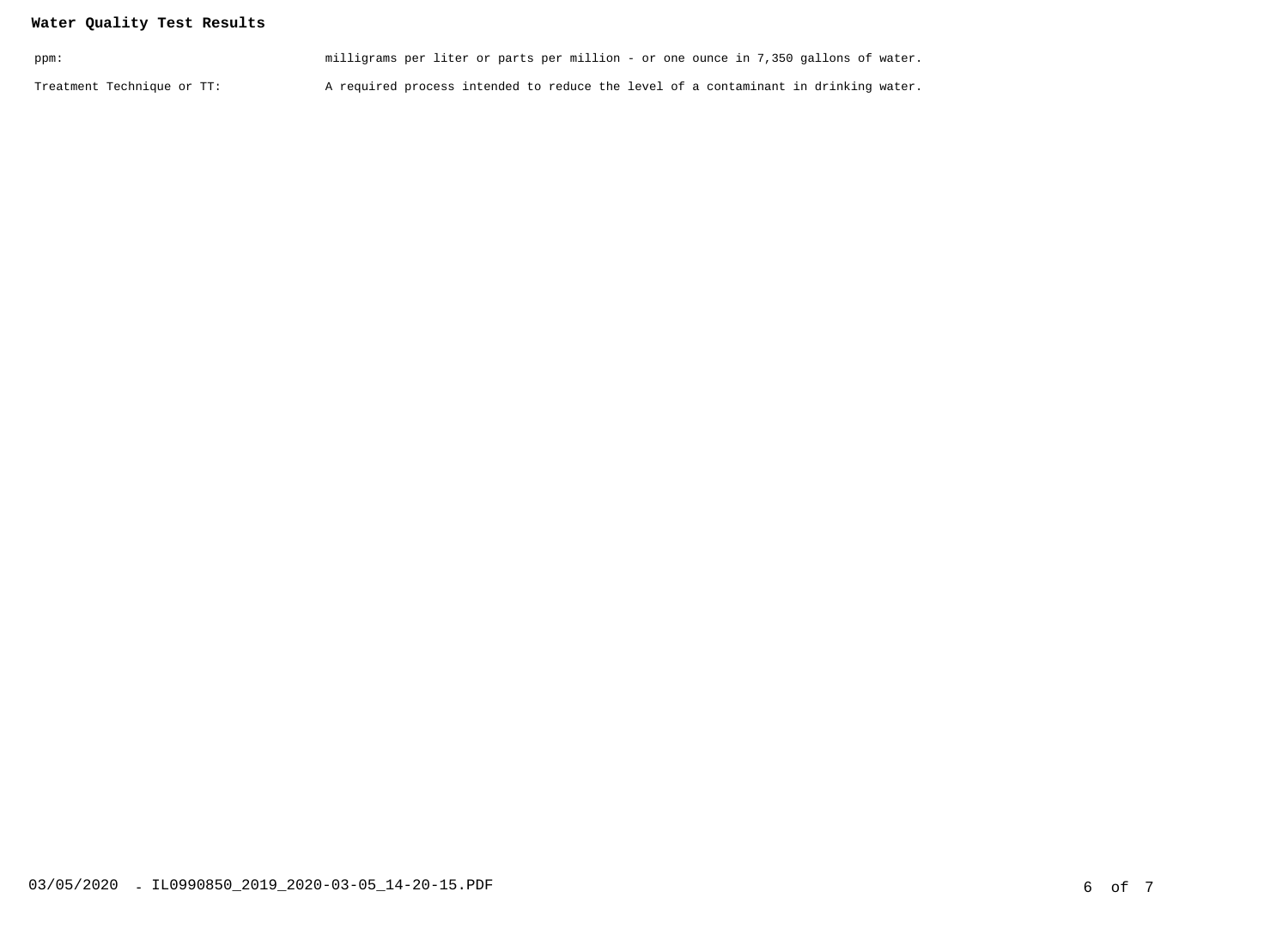**Water Quality Test Results**

| | |
|---|---|
| ppm: | milligrams per liter or parts per million - or one ounce in 7,350 gallons of water. |
| Treatment Technique or TT: | A required process intended to reduce the level of a contaminant in drinking water. |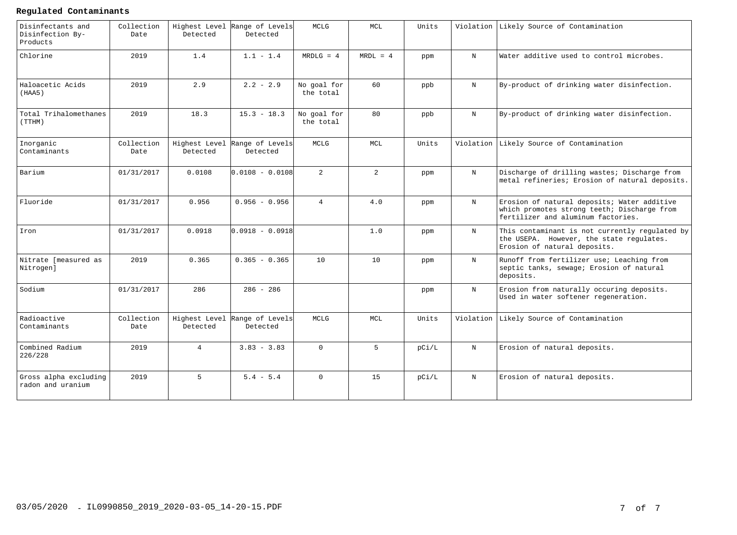**Regulated Contaminants**

| Disinfectants and Disinfection By-Products | Collection Date | Highest Level Detected | Range of Levels Detected | MCLG | MCL | Units | Violation | Likely Source of Contamination |
|---|---|---|---|---|---|---|---|---|
| Chlorine | 2019 | 1.4 | 1.1 - 1.4 | MRDLG = 4 | MRDL = 4 | ppm | N | Water additive used to control microbes. |
| Haloacetic Acids (HAA5) | 2019 | 2.9 | 2.2 - 2.9 | No goal for the total | 60 | ppb | N | By-product of drinking water disinfection. |
| Total Trihalomethanes (TTHM) | 2019 | 18.3 | 15.3 - 18.3 | No goal for the total | 80 | ppb | N | By-product of drinking water disinfection. |
| Inorganic Contaminants | Collection Date | Highest Level Detected | Range of Levels Detected | MCLG | MCL | Units | Violation | Likely Source of Contamination |
| Barium | 01/31/2017 | 0.0108 | 0.0108 - 0.0108 | 2 | 2 | ppm | N | Discharge of drilling wastes; Discharge from metal refineries; Erosion of natural deposits. |
| Fluoride | 01/31/2017 | 0.956 | 0.956 - 0.956 | 4 | 4.0 | ppm | N | Erosion of natural deposits; Water additive which promotes strong teeth; Discharge from fertilizer and aluminum factories. |
| Iron | 01/31/2017 | 0.0918 | 0.0918 - 0.0918 | | 1.0 | ppm | N | This contaminant is not currently regulated by the USEPA. However, the state regulates. Erosion of natural deposits. |
| Nitrate [measured as Nitrogen] | 2019 | 0.365 | 0.365 - 0.365 | 10 | 10 | ppm | N | Runoff from fertilizer use; Leaching from septic tanks, sewage; Erosion of natural deposits. |
| Sodium | 01/31/2017 | 286 | 286 - 286 | | | ppm | N | Erosion from naturally occuring deposits. Used in water softener regeneration. |
| Radioactive Contaminants | Collection Date | Highest Level Detected | Range of Levels Detected | MCLG | MCL | Units | Violation | Likely Source of Contamination |
| Combined Radium 226/228 | 2019 | 4 | 3.83 - 3.83 | 0 | 5 | pCi/L | N | Erosion of natural deposits. |
| Gross alpha excluding radon and uranium | 2019 | 5 | 5.4 - 5.4 | 0 | 15 | pCi/L | N | Erosion of natural deposits. |